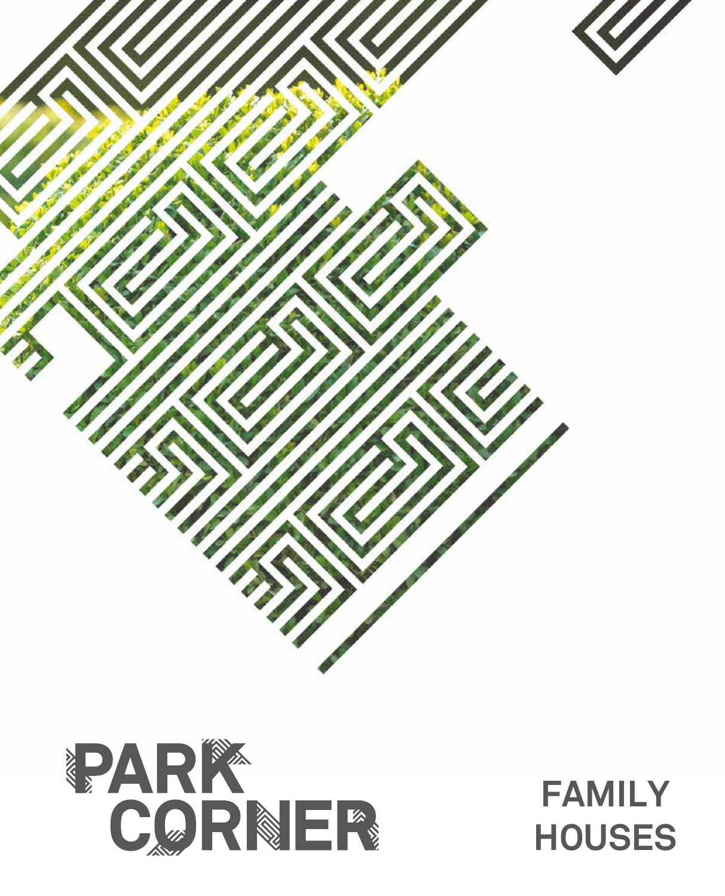# PARK CORNER

## FAMILY HOUSES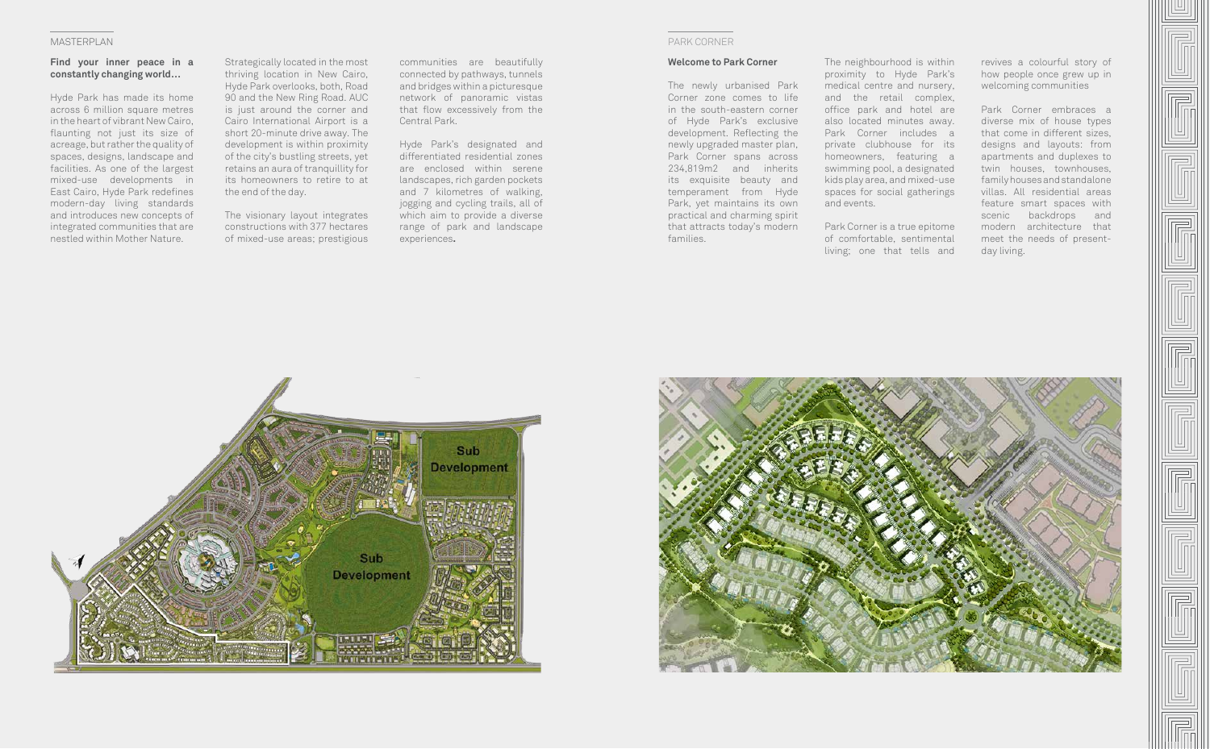## MASTERPLAN

**Find your inner peace in a constantly changing world…**

Hyde Park has made its home across 6 million square metres in the heart of vibrant New Cairo, flaunting not just its size of acreage, but rather the quality of spaces, designs, landscape and facilities. As one of the largest mixed-use developments in East Cairo, Hyde Park redefines modern-day living standards and introduces new concepts of integrated communities that are nestled within Mother Nature.

Strategically located in the most thriving location in New Cairo, Hyde Park overlooks, both, Road 90 and the New Ring Road. AUC is just around the corner and Cairo International Airport is a short 20-minute drive away. The development is within proximity of the city's bustling streets, yet retains an aura of tranquillity for its homeowners to retire to at the end of the day.

The visionary layout integrates constructions with 377 hectares of mixed-use areas; prestigious communities are beautifully connected by pathways, tunnels and bridges within a picturesque network of panoramic vistas that flow excessively from the Central Park.

Hyde Park's designated and differentiated residential zones are enclosed within serene landscapes, rich garden pockets and 7 kilometres of walking, jogging and cycling trails, all of which aim to provide a diverse range of park and landscape experiences.

Sub Development

Sub Development

## PARK CORNER

**Welcome to Park Corner**

The newly urbanised Park Corner zone comes to life in the south-eastern corner of Hyde Park's exclusive development. Reflecting the newly upgraded master plan, Park Corner spans across 234,819m2 and inherits its exquisite beauty and temperament from Hyde Park, yet maintains its own practical and charming spirit that attracts today's modern families.

The neighbourhood is within proximity to Hyde Park's medical centre and nursery, and the retail complex, office park and hotel are also located minutes away. Park Corner includes a private clubhouse for its homeowners, featuring a swimming pool, a designated kids play area, and mixed-use spaces for social gatherings and events.

Park Corner is a true epitome of comfortable, sentimental living; one that tells and revives a colourful story of how people once grew up in welcoming communities

Park Corner embraces a diverse mix of house types that come in different sizes, designs and layouts: from apartments and duplexes to twin houses, townhouses, family houses and standalone villas. All residential areas feature smart spaces with scenic backdrops and modern architecture that meet the needs of present-day living.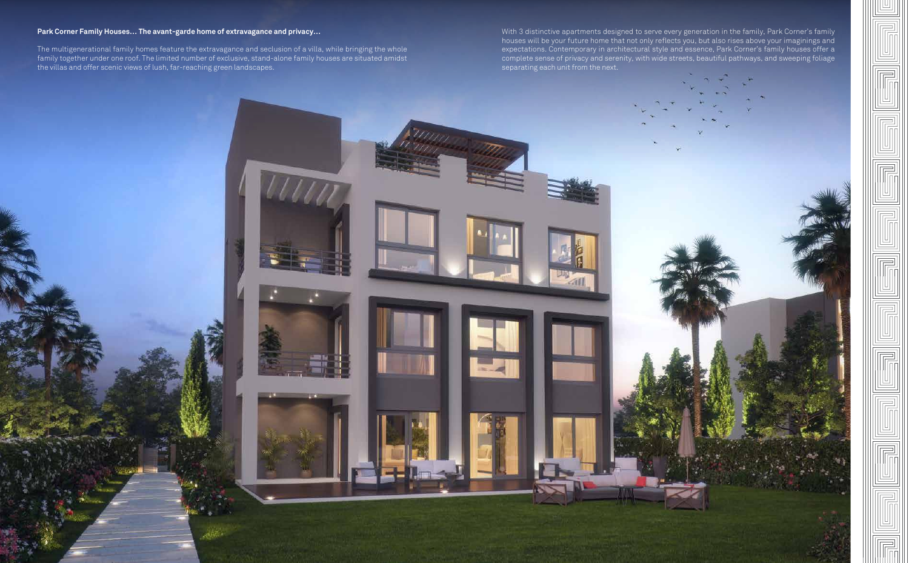**Park Corner Family Houses… The avant-garde home of extravagance and privacy…**

The multigenerational family homes feature the extravagance and seclusion of a villa, while bringing the whole family together under one roof. The limited number of exclusive, stand-alone family houses are situated amidst the villas and offer scenic views of lush, far-reaching green landscapes.

With 3 distinctive apartments designed to serve every generation in the family, Park Corner's family houses will be your future home that not only reflects you, but also rises above your imaginings and expectations. Contemporary in architectural style and essence, Park Corner's family houses offer a complete sense of privacy and serenity, with wide streets, beautiful pathways, and sweeping foliage separating each unit from the next.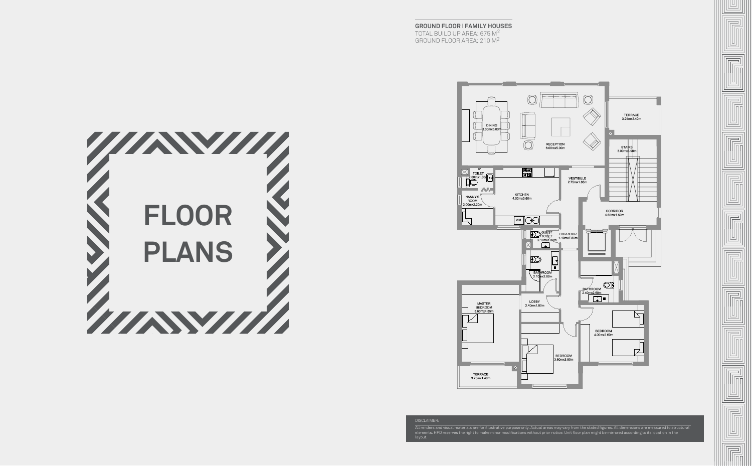# FLOOR PLANS

**GROUND FLOOR | FAMILY HOUSES**

TOTAL BUILD UP AREA: 675 M²
GROUND FLOOR AREA: 210 M²

DINING
3.00mx5.00m

RECEPTION
6.00mx5.00m

TERRACE
3.25mx2.40m

STAIRS
3.00mx3.98m

TOILET
2.00mx1.30m

NANNY'S ROOM
2.00mx2.20m

KITCHEN
4.00mx3.60m

VESTIBULE
2.75mx1.85m

CORRIDOR
4.65mx1.50m

GUEST TOILET
2.10mx1.30m

CORRIDOR
1.10mx7.80m

BATHROOM
2.10mx2.60m

BATHROOM
2.40mx2.80m

LOBBY
2.40mx1.80m

MASTER BEDROOM
3.60mx4.85m

BEDROOM
4.00mx3.60m

BEDROOM
3.60mx3.80m

TERRACE
3.75mx1.40m

DISCLAIMER:
All renders and visual materials are for illustrative purpose only. Actual areas may vary from the stated figures. All dimensions are measured to structural elements. HPD reserves the right to make minor modifications without prior notice. Unit floor plan might be mirrored according to its location in the layout.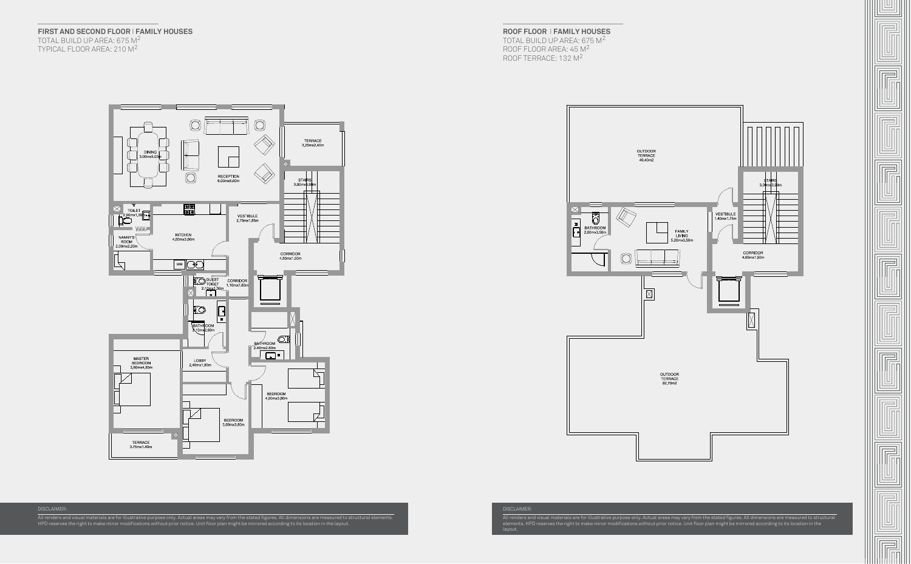## FIRST AND SECOND FLOOR | FAMILY HOUSES

TOTAL BUILD UP AREA: 675 M$^2$
TYPICAL FLOOR AREA: 210 M$^2$

DINING 3,00mx5,00m
RECEPTION 6,00mx5,00m
TERRACE 3,25mx2,40m
STAIRS 3,00mx3,90m
TOILET 2,00mx1,30m
NANNY'S ROOM 2,00mx2,20m
KITCHEN 4,00mx3,60m
VESTIBULE 2,75mx1,85m
CORRIDOR 4,65mx1,60m
GUEST TOILET 2,10mx1,30m
CORRIDOR 1,10mx7,80m
BATHROOM 2,10mx2,60m
BATHROOM 2,40mx2,60m
MASTER BEDROOM 3,60mx4,85m
LOBBY 2,40mx1,80m
BEDROOM 4,00mx3,60m
BEDROOM 3,60mx3,80m
TERRACE 3,75mx1,40m

DISCLAIMER:
All renders and visual materials are for illustrative purpose only. Actual areas may vary from the stated figures. All dimensions are measured to structural elements. HPD reserves the right to make minor modifications without prior notice. Unit floor plan might be mirrored according to its location in the layout.

## ROOF FLOOR | FAMILY HOUSES

TOTAL BUILD UP AREA: 675 M$^2$
ROOF FLOOR AREA: 45 M$^2$
ROOF TERRACE: 132 M$^2$

OUTDOOR TERRACE 49,40m2
BATHROOM 2,00mx3,50m
FAMILY LIVING 5,20mx3,50m
VESTIBULE 1,40mx1,75m
STAIRS 3,00mx3,90m
CORRIDOR 4,65mx1,60m
OUTDOOR TERRACE 82,70m2

DISCLAIMER:
All renders and visual materials are for illustrative purpose only. Actual areas may vary from the stated figures. All dimensions are measured to structural elements. HPD reserves the right to make minor modifications without prior notice. Unit floor plan might be mirrored according to its location in the layout.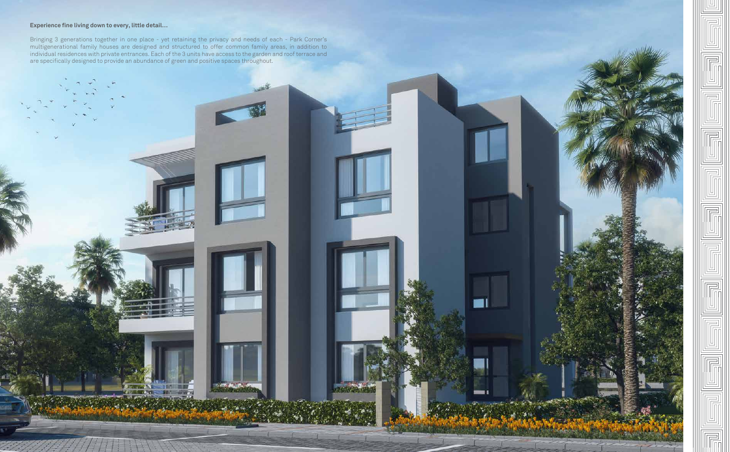**Experience fine living down to every, little detail...**

Bringing 3 generations together in one place - yet retaining the privacy and needs of each - Park Corner's multigenerational family houses are designed and structured to offer common family areas, in addition to individual residences with private entrances. Each of the 3 units have access to the garden and roof terrace and are specifically designed to provide an abundance of green and positive spaces throughout.